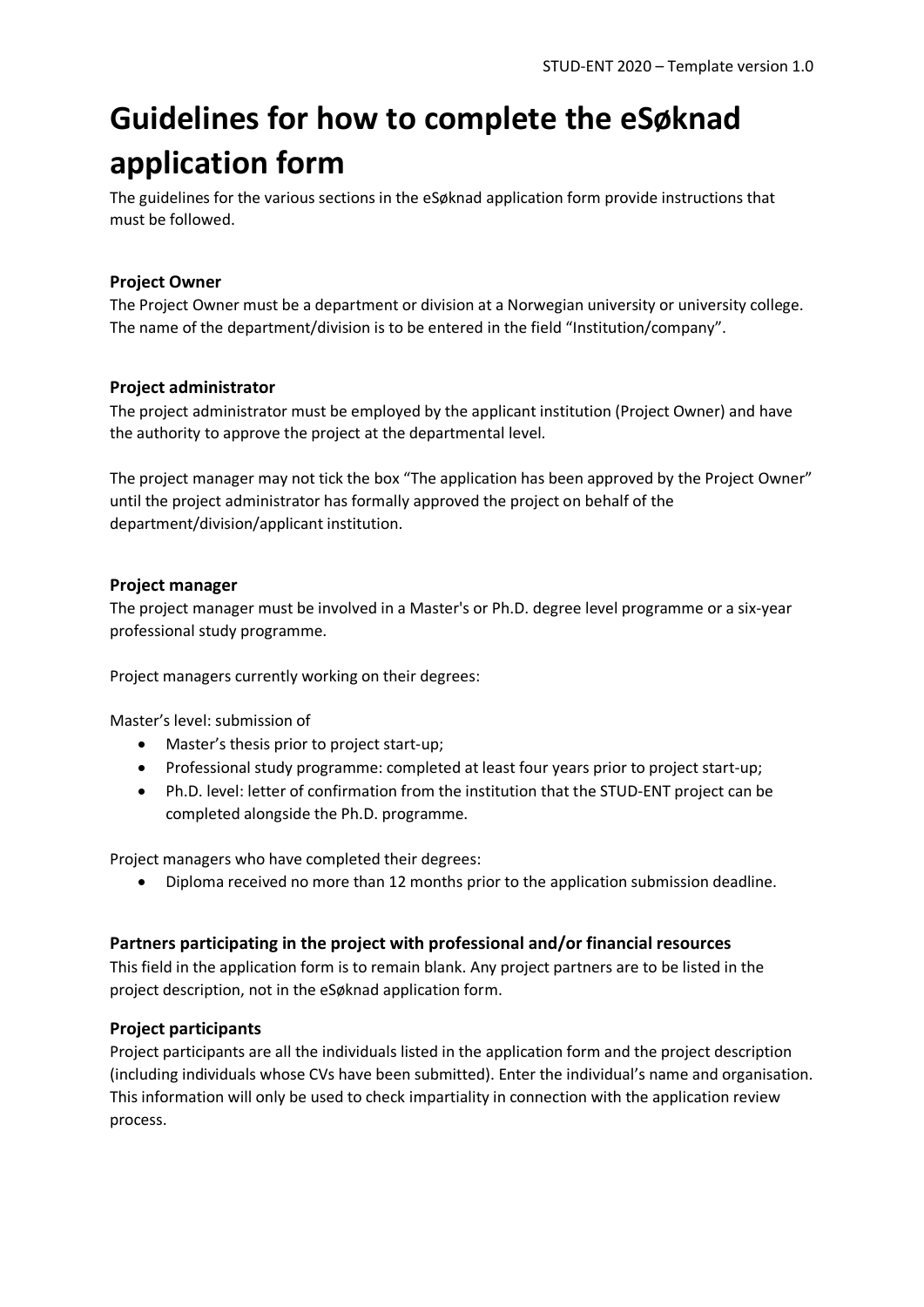# Guidelines for how to complete the eSøknad application form

The guidelines for the various sections in the eSøknad application form provide instructions that must be followed.

### Project Owner

The Project Owner must be a department or division at a Norwegian university or university college. The name of the department/division is to be entered in the field "Institution/company".

### Project administrator

The project administrator must be employed by the applicant institution (Project Owner) and have the authority to approve the project at the departmental level.

The project manager may not tick the box "The application has been approved by the Project Owner" until the project administrator has formally approved the project on behalf of the department/division/applicant institution.

### Project manager

The project manager must be involved in a Master's or Ph.D. degree level programme or a six-year professional study programme.

Project managers currently working on their degrees:

Master's level: submission of

- Master's thesis prior to project start-up;
- Professional study programme: completed at least four years prior to project start-up;
- Ph.D. level: letter of confirmation from the institution that the STUD-ENT project can be completed alongside the Ph.D. programme.

Project managers who have completed their degrees:

- Diploma received no more than 12 months prior to the application submission deadline.

### Partners participating in the project with professional and/or financial resources

This field in the application form is to remain blank. Any project partners are to be listed in the project description, not in the eSøknad application form.

### Project participants

Project participants are all the individuals listed in the application form and the project description (including individuals whose CVs have been submitted). Enter the individual's name and organisation. This information will only be used to check impartiality in connection with the application review process.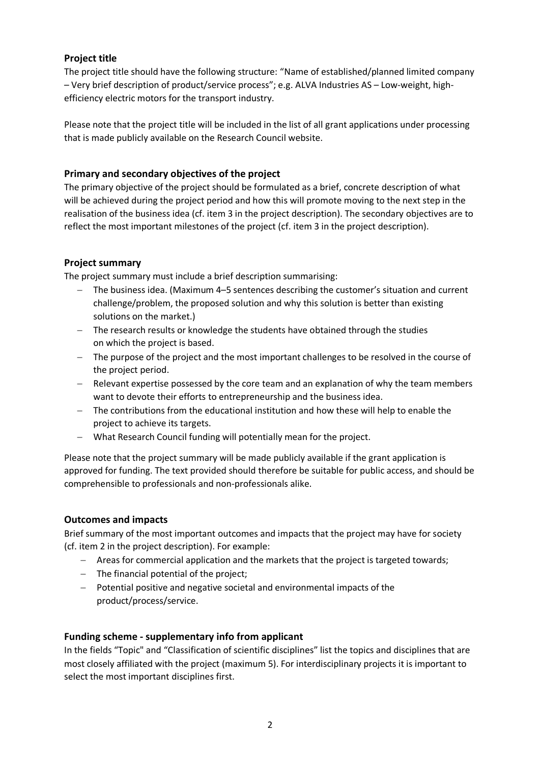### Project title

The project title should have the following structure: "Name of established/planned limited company – Very brief description of product/service process"; e.g. ALVA Industries AS – Low-weight, high-efficiency electric motors for the transport industry.

Please note that the project title will be included in the list of all grant applications under processing that is made publicly available on the Research Council website.

### Primary and secondary objectives of the project

The primary objective of the project should be formulated as a brief, concrete description of what will be achieved during the project period and how this will promote moving to the next step in the realisation of the business idea (cf. item 3 in the project description). The secondary objectives are to reflect the most important milestones of the project (cf. item 3 in the project description).

### Project summary

The project summary must include a brief description summarising:

- The business idea. (Maximum 4–5 sentences describing the customer's situation and current challenge/problem, the proposed solution and why this solution is better than existing solutions on the market.)
- The research results or knowledge the students have obtained through the studies on which the project is based.
- The purpose of the project and the most important challenges to be resolved in the course of the project period.
- Relevant expertise possessed by the core team and an explanation of why the team members want to devote their efforts to entrepreneurship and the business idea.
- The contributions from the educational institution and how these will help to enable the project to achieve its targets.
- What Research Council funding will potentially mean for the project.

Please note that the project summary will be made publicly available if the grant application is approved for funding. The text provided should therefore be suitable for public access, and should be comprehensible to professionals and non-professionals alike.

### Outcomes and impacts

Brief summary of the most important outcomes and impacts that the project may have for society (cf. item 2 in the project description). For example:

- Areas for commercial application and the markets that the project is targeted towards;
- The financial potential of the project;
- Potential positive and negative societal and environmental impacts of the product/process/service.

### Funding scheme - supplementary info from applicant

In the fields "Topic" and "Classification of scientific disciplines" list the topics and disciplines that are most closely affiliated with the project (maximum 5). For interdisciplinary projects it is important to select the most important disciplines first.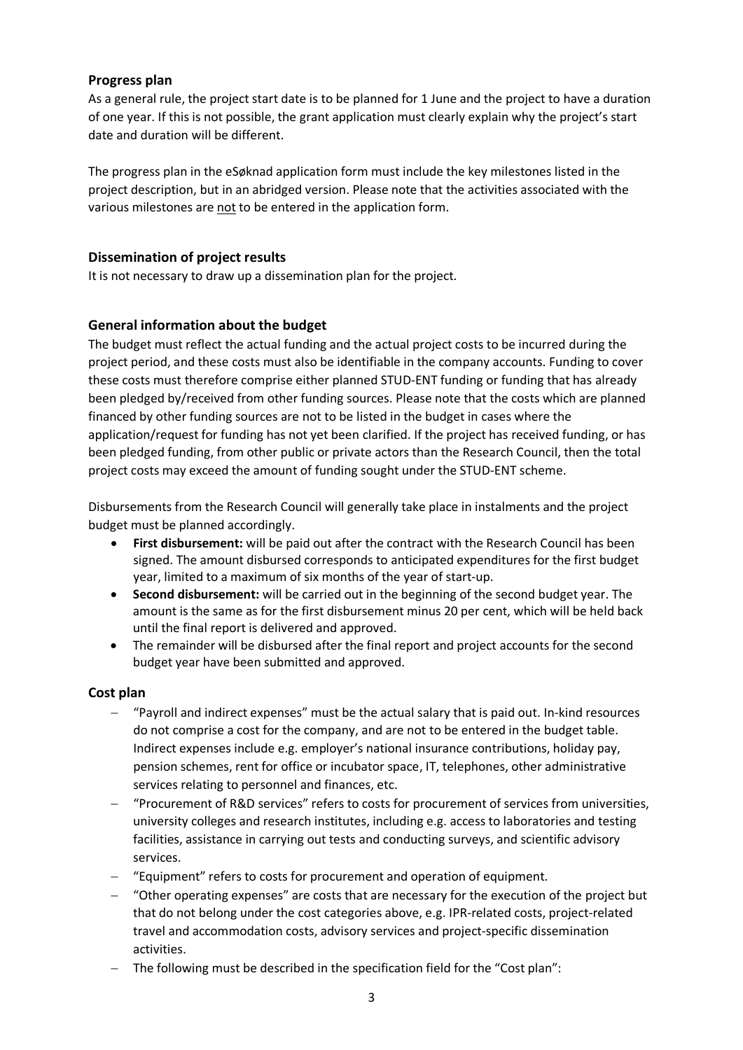## Progress plan

As a general rule, the project start date is to be planned for 1 June and the project to have a duration of one year. If this is not possible, the grant application must clearly explain why the project's start date and duration will be different.

The progress plan in the eSøknad application form must include the key milestones listed in the project description, but in an abridged version. Please note that the activities associated with the various milestones are <u>not</u> to be entered in the application form.

## Dissemination of project results

It is not necessary to draw up a dissemination plan for the project.

## General information about the budget

The budget must reflect the actual funding and the actual project costs to be incurred during the project period, and these costs must also be identifiable in the company accounts. Funding to cover these costs must therefore comprise either planned STUD-ENT funding or funding that has already been pledged by/received from other funding sources. Please note that the costs which are planned financed by other funding sources are not to be listed in the budget in cases where the application/request for funding has not yet been clarified. If the project has received funding, or has been pledged funding, from other public or private actors than the Research Council, then the total project costs may exceed the amount of funding sought under the STUD-ENT scheme.

Disbursements from the Research Council will generally take place in instalments and the project budget must be planned accordingly.

- **First disbursement:** will be paid out after the contract with the Research Council has been signed. The amount disbursed corresponds to anticipated expenditures for the first budget year, limited to a maximum of six months of the year of start-up.
- **Second disbursement:** will be carried out in the beginning of the second budget year. The amount is the same as for the first disbursement minus 20 per cent, which will be held back until the final report is delivered and approved.
- The remainder will be disbursed after the final report and project accounts for the second budget year have been submitted and approved.

## Cost plan

- "Payroll and indirect expenses" must be the actual salary that is paid out. In-kind resources do not comprise a cost for the company, and are not to be entered in the budget table. Indirect expenses include e.g. employer's national insurance contributions, holiday pay, pension schemes, rent for office or incubator space, IT, telephones, other administrative services relating to personnel and finances, etc.
- "Procurement of R&D services" refers to costs for procurement of services from universities, university colleges and research institutes, including e.g. access to laboratories and testing facilities, assistance in carrying out tests and conducting surveys, and scientific advisory services.
- "Equipment" refers to costs for procurement and operation of equipment.
- "Other operating expenses" are costs that are necessary for the execution of the project but that do not belong under the cost categories above, e.g. IPR-related costs, project-related travel and accommodation costs, advisory services and project-specific dissemination activities.
- The following must be described in the specification field for the "Cost plan":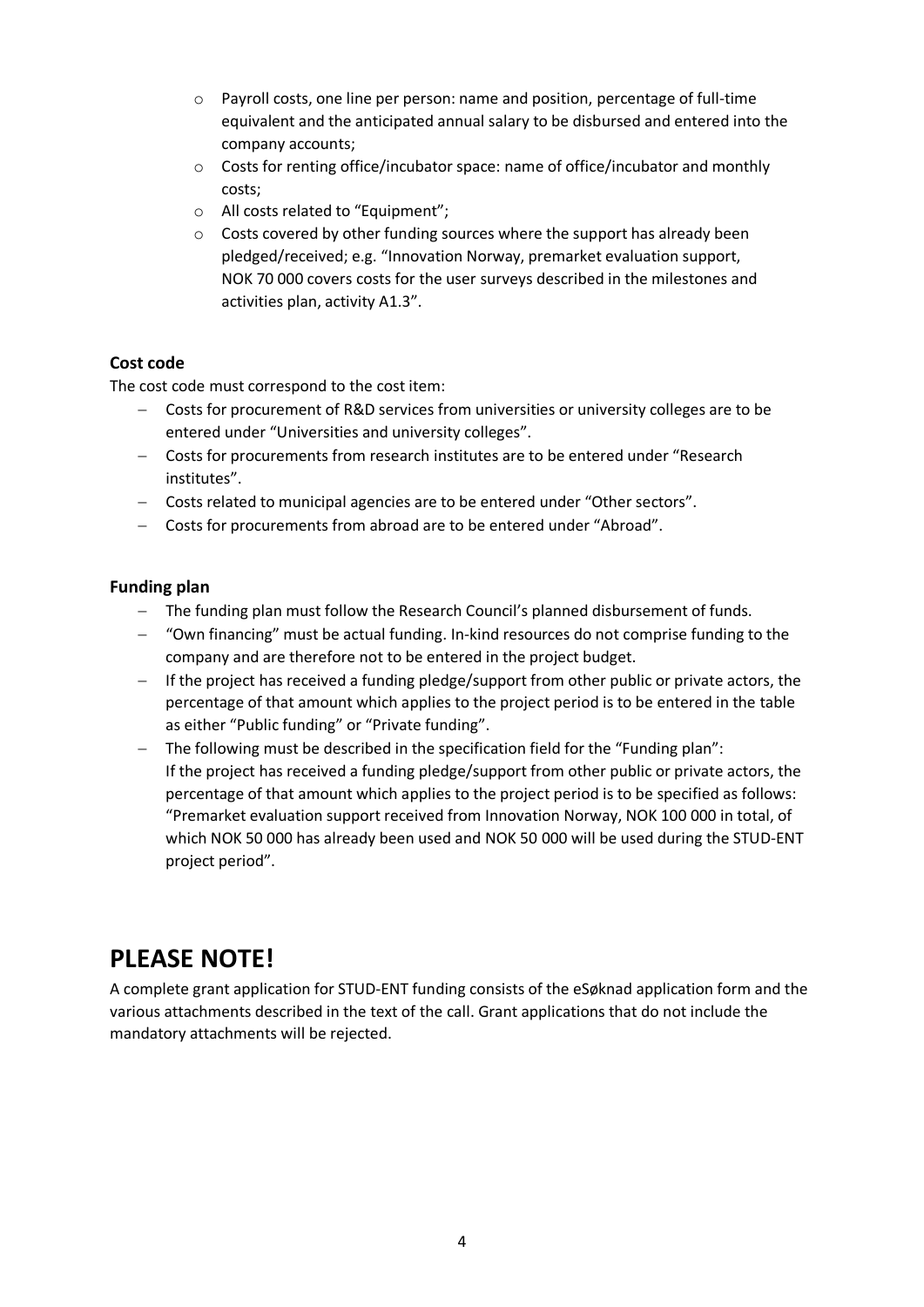- Payroll costs, one line per person: name and position, percentage of full-time equivalent and the anticipated annual salary to be disbursed and entered into the company accounts;
  - Costs for renting office/incubator space: name of office/incubator and monthly costs;
  - All costs related to "Equipment";
  - Costs covered by other funding sources where the support has already been pledged/received; e.g. "Innovation Norway, premarket evaluation support, NOK 70 000 covers costs for the user surveys described in the milestones and activities plan, activity A1.3".

### Cost code

The cost code must correspond to the cost item:

- Costs for procurement of R&D services from universities or university colleges are to be entered under "Universities and university colleges".
- Costs for procurements from research institutes are to be entered under "Research institutes".
- Costs related to municipal agencies are to be entered under "Other sectors".
- Costs for procurements from abroad are to be entered under "Abroad".

### Funding plan

- The funding plan must follow the Research Council's planned disbursement of funds.
- "Own financing" must be actual funding. In-kind resources do not comprise funding to the company and are therefore not to be entered in the project budget.
- If the project has received a funding pledge/support from other public or private actors, the percentage of that amount which applies to the project period is to be entered in the table as either "Public funding" or "Private funding".
- The following must be described in the specification field for the "Funding plan": If the project has received a funding pledge/support from other public or private actors, the percentage of that amount which applies to the project period is to be specified as follows: "Premarket evaluation support received from Innovation Norway, NOK 100 000 in total, of which NOK 50 000 has already been used and NOK 50 000 will be used during the STUD-ENT project period".

## PLEASE NOTE!

A complete grant application for STUD-ENT funding consists of the eSøknad application form and the various attachments described in the text of the call. Grant applications that do not include the mandatory attachments will be rejected.